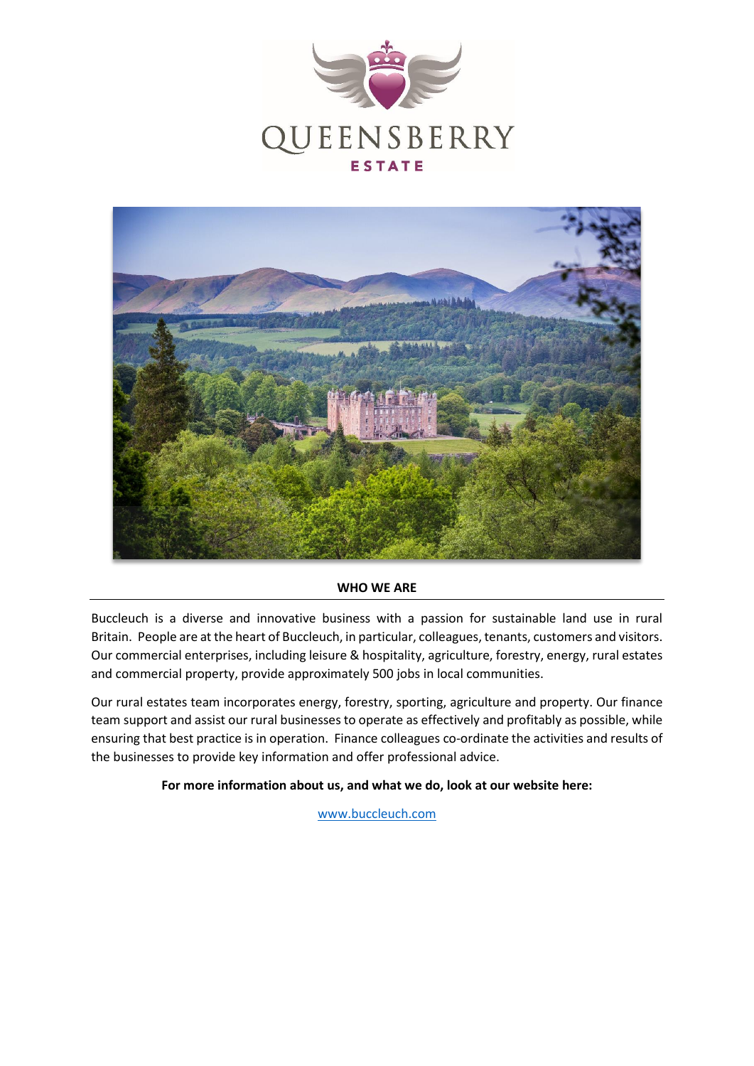QUEENSBERRY

ESTATE

## WHO WE ARE

Buccleuch is a diverse and innovative business with a passion for sustainable land use in rural Britain. People are at the heart of Buccleuch, in particular, colleagues, tenants, customers and visitors. Our commercial enterprises, including leisure & hospitality, agriculture, forestry, energy, rural estates and commercial property, provide approximately 500 jobs in local communities.

Our rural estates team incorporates energy, forestry, sporting, agriculture and property. Our finance team support and assist our rural businesses to operate as effectively and profitably as possible, while ensuring that best practice is in operation. Finance colleagues co-ordinate the activities and results of the businesses to provide key information and offer professional advice.

**For more information about us, and what we do, look at our website here:**

[www.buccleuch.com](http://www.buccleuch.com)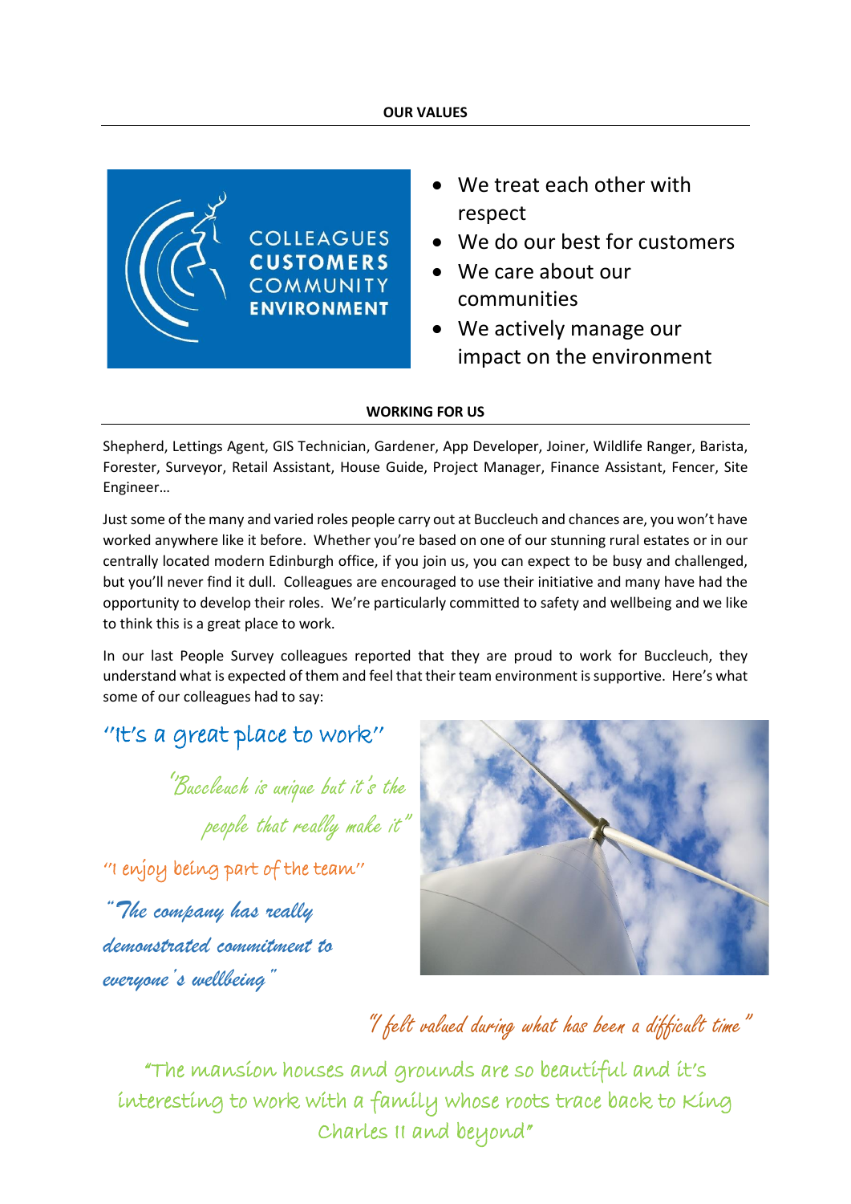## OUR VALUES

COLLEAGUES
CUSTOMERS
COMMUNITY
ENVIRONMENT

- We treat each other with respect
- We do our best for customers
- We care about our communities
- We actively manage our impact on the environment

## WORKING FOR US

Shepherd, Lettings Agent, GIS Technician, Gardener, App Developer, Joiner, Wildlife Ranger, Barista, Forester, Surveyor, Retail Assistant, House Guide, Project Manager, Finance Assistant, Fencer, Site Engineer…

Just some of the many and varied roles people carry out at Buccleuch and chances are, you won't have worked anywhere like it before. Whether you're based on one of our stunning rural estates or in our centrally located modern Edinburgh office, if you join us, you can expect to be busy and challenged, but you'll never find it dull. Colleagues are encouraged to use their initiative and many have had the opportunity to develop their roles. We're particularly committed to safety and wellbeing and we like to think this is a great place to work.

In our last People Survey colleagues reported that they are proud to work for Buccleuch, they understand what is expected of them and feel that their team environment is supportive. Here's what some of our colleagues had to say:

*"It's a great place to work"*

*"Buccleuch is unique but it's the people that really make it"*

*"I enjoy being part of the team"*

*"The company has really demonstrated commitment to everyone's wellbeing"*

*"I felt valued during what has been a difficult time"*

*"The mansion houses and grounds are so beautiful and it's interesting to work with a family whose roots trace back to King Charles II and beyond"*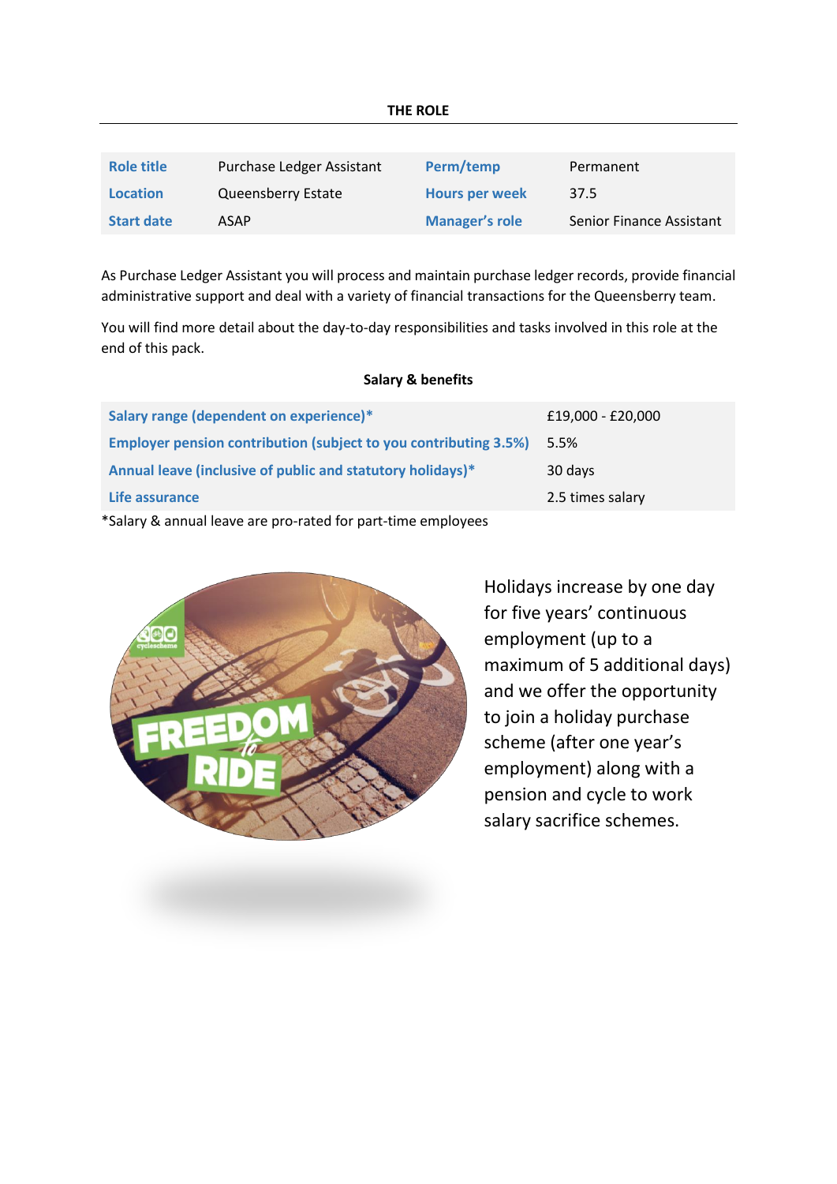## THE ROLE

| Role title | Purchase Ledger Assistant | Perm/temp | Permanent |
|---|---|---|---|
| Location | Queensberry Estate | Hours per week | 37.5 |
| Start date | ASAP | Manager's role | Senior Finance Assistant |

As Purchase Ledger Assistant you will process and maintain purchase ledger records, provide financial administrative support and deal with a variety of financial transactions for the Queensberry team.

You will find more detail about the day-to-day responsibilities and tasks involved in this role at the end of this pack.

### Salary & benefits

| Salary range (dependent on experience)* | £19,000 - £20,000 |
|---|---|
| Employer pension contribution (subject to you contributing 3.5%) | 5.5% |
| Annual leave (inclusive of public and statutory holidays)* | 30 days |
| Life assurance | 2.5 times salary |

*Salary & annual leave are pro-rated for part-time employees

Holidays increase by one day for five years' continuous employment (up to a maximum of 5 additional days) and we offer the opportunity to join a holiday purchase scheme (after one year's employment) along with a pension and cycle to work salary sacrifice schemes.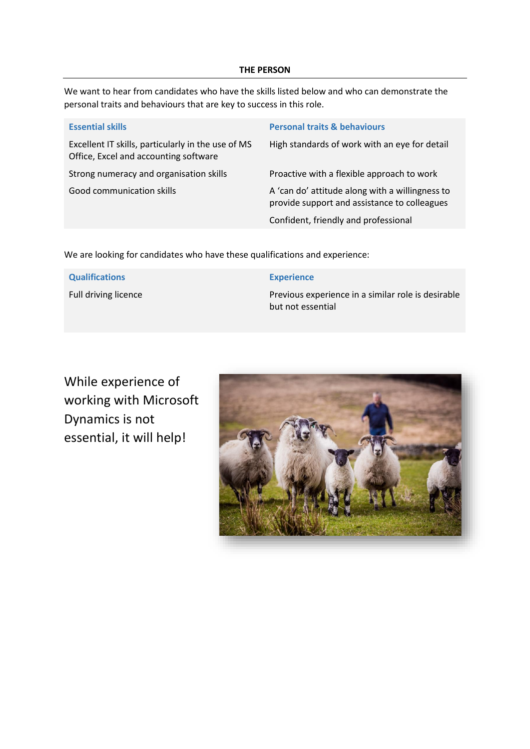## THE PERSON

We want to hear from candidates who have the skills listed below and who can demonstrate the personal traits and behaviours that are key to success in this role.

| Essential skills | Personal traits & behaviours |
|---|---|
| Excellent IT skills, particularly in the use of MS Office, Excel and accounting software | High standards of work with an eye for detail |
| Strong numeracy and organisation skills | Proactive with a flexible approach to work |
| Good communication skills | A 'can do' attitude along with a willingness to provide support and assistance to colleagues |
| | Confident, friendly and professional |

We are looking for candidates who have these qualifications and experience:

| Qualifications | Experience |
|---|---|
| Full driving licence | Previous experience in a similar role is desirable but not essential |

While experience of working with Microsoft Dynamics is not essential, it will help!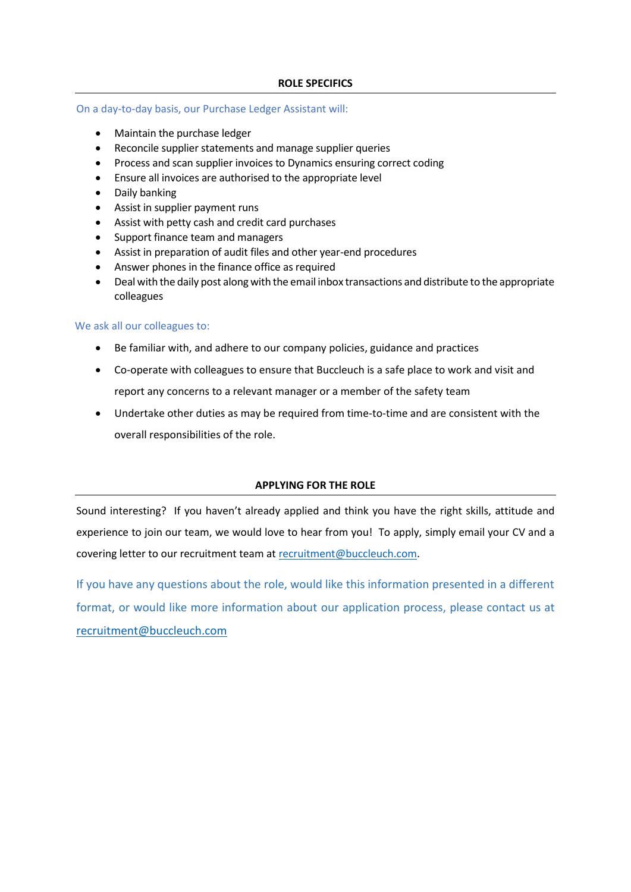## ROLE SPECIFICS

On a day-to-day basis, our Purchase Ledger Assistant will:

- Maintain the purchase ledger
- Reconcile supplier statements and manage supplier queries
- Process and scan supplier invoices to Dynamics ensuring correct coding
- Ensure all invoices are authorised to the appropriate level
- Daily banking
- Assist in supplier payment runs
- Assist with petty cash and credit card purchases
- Support finance team and managers
- Assist in preparation of audit files and other year-end procedures
- Answer phones in the finance office as required
- Deal with the daily post along with the email inbox transactions and distribute to the appropriate colleagues

We ask all our colleagues to:

- Be familiar with, and adhere to our company policies, guidance and practices
- Co-operate with colleagues to ensure that Buccleuch is a safe place to work and visit and report any concerns to a relevant manager or a member of the safety team
- Undertake other duties as may be required from time-to-time and are consistent with the overall responsibilities of the role.

## APPLYING FOR THE ROLE

Sound interesting? If you haven't already applied and think you have the right skills, attitude and experience to join our team, we would love to hear from you! To apply, simply email your CV and a covering letter to our recruitment team at recruitment@buccleuch.com.

If you have any questions about the role, would like this information presented in a different format, or would like more information about our application process, please contact us at recruitment@buccleuch.com